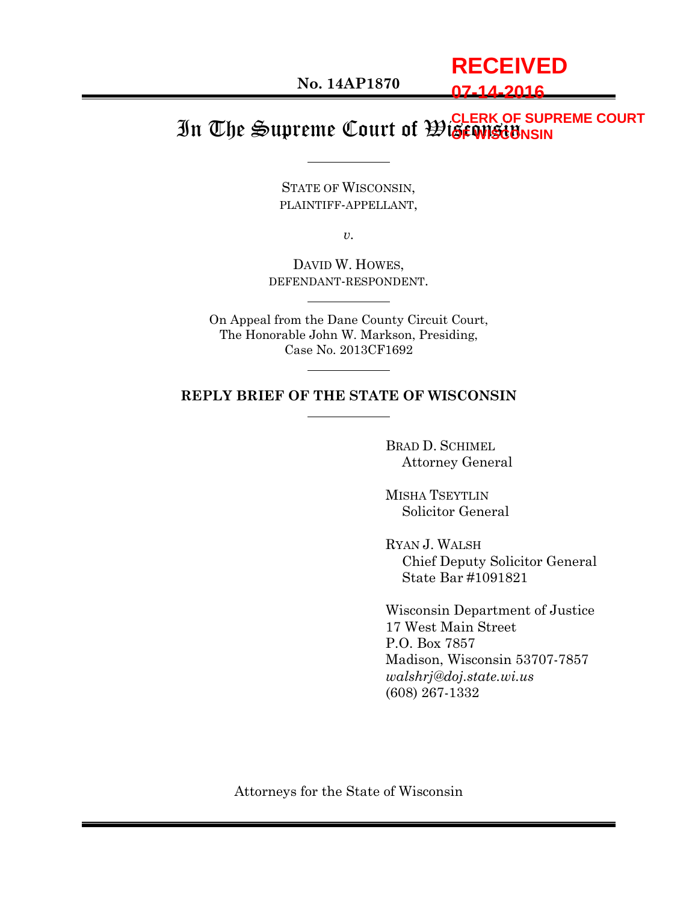RECEIVED

07-14-2016

CLERK OF SUPREME COURT OF WISCONSIN

**No. 14AP1870**

# In The Supreme Court of Wisconsin

STATE OF WISCONSIN,
PLAINTIFF-APPELLANT,

*v.*

DAVID W. HOWES,
DEFENDANT-RESPONDENT.

On Appeal from the Dane County Circuit Court,
The Honorable John W. Markson, Presiding,
Case No. 2013CF1692

**REPLY BRIEF OF THE STATE OF WISCONSIN**

BRAD D. SCHIMEL
Attorney General

MISHA TSEYTLIN
Solicitor General

RYAN J. WALSH
Chief Deputy Solicitor General
State Bar #1091821

Wisconsin Department of Justice
17 West Main Street
P.O. Box 7857
Madison, Wisconsin 53707-7857
*walshrj@doj.state.wi.us*
(608) 267-1332

Attorneys for the State of Wisconsin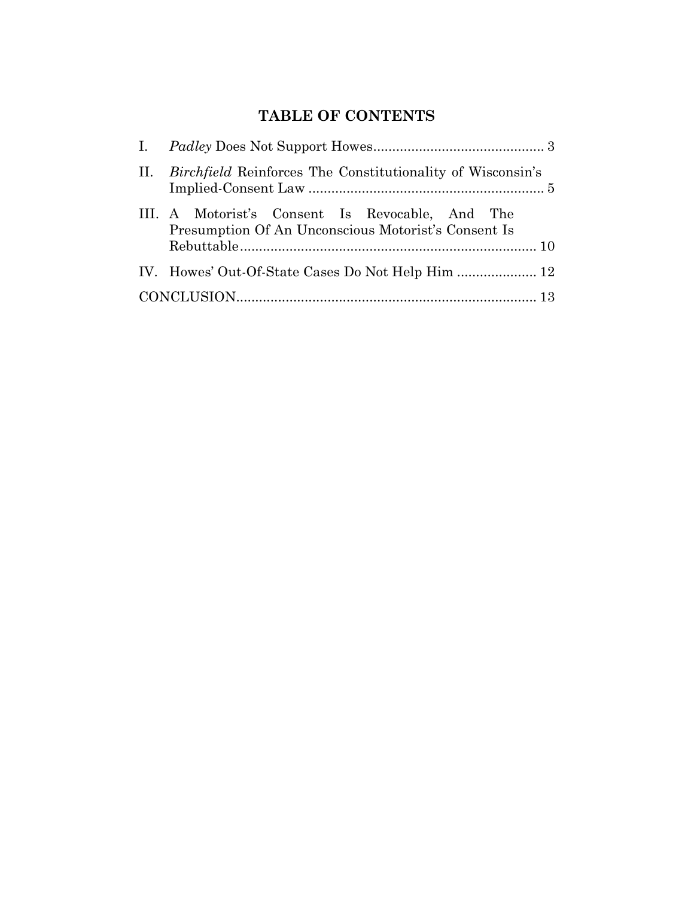## TABLE OF CONTENTS

I. *Padley* Does Not Support Howes ............................................ 3

II. *Birchfield* Reinforces The Constitutionality of Wisconsin's Implied-Consent Law ............................................................. 5

III. A Motorist's Consent Is Revocable, And The Presumption Of An Unconscious Motorist's Consent Is Rebuttable ............................................................................ 10

IV. Howes' Out-Of-State Cases Do Not Help Him ..................... 12

CONCLUSION ............................................................................... 13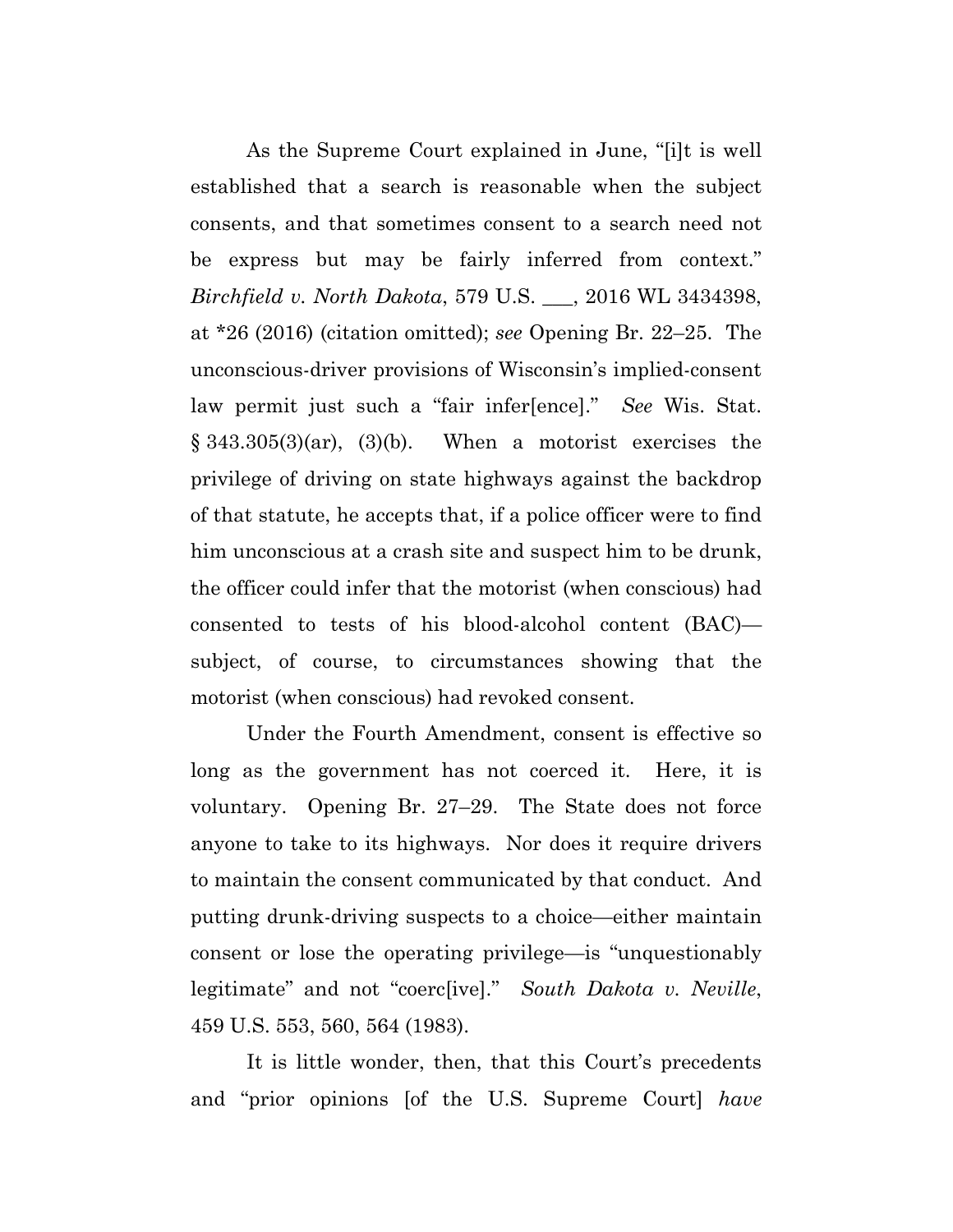As the Supreme Court explained in June, "[i]t is well established that a search is reasonable when the subject consents, and that sometimes consent to a search need not be express but may be fairly inferred from context." *Birchfield v. North Dakota*, 579 U.S. ___, 2016 WL 3434398, at *26 (2016) (citation omitted); *see* Opening Br. 22–25. The unconscious-driver provisions of Wisconsin's implied-consent law permit just such a "fair infer[ence]." *See* Wis. Stat. § 343.305(3)(ar), (3)(b). When a motorist exercises the privilege of driving on state highways against the backdrop of that statute, he accepts that, if a police officer were to find him unconscious at a crash site and suspect him to be drunk, the officer could infer that the motorist (when conscious) had consented to tests of his blood-alcohol content (BAC)—subject, of course, to circumstances showing that the motorist (when conscious) had revoked consent.

Under the Fourth Amendment, consent is effective so long as the government has not coerced it. Here, it is voluntary. Opening Br. 27–29. The State does not force anyone to take to its highways. Nor does it require drivers to maintain the consent communicated by that conduct. And putting drunk-driving suspects to a choice—either maintain consent or lose the operating privilege—is "unquestionably legitimate" and not "coerc[ive]." *South Dakota v. Neville*, 459 U.S. 553, 560, 564 (1983).

It is little wonder, then, that this Court's precedents and "prior opinions [of the U.S. Supreme Court] *have*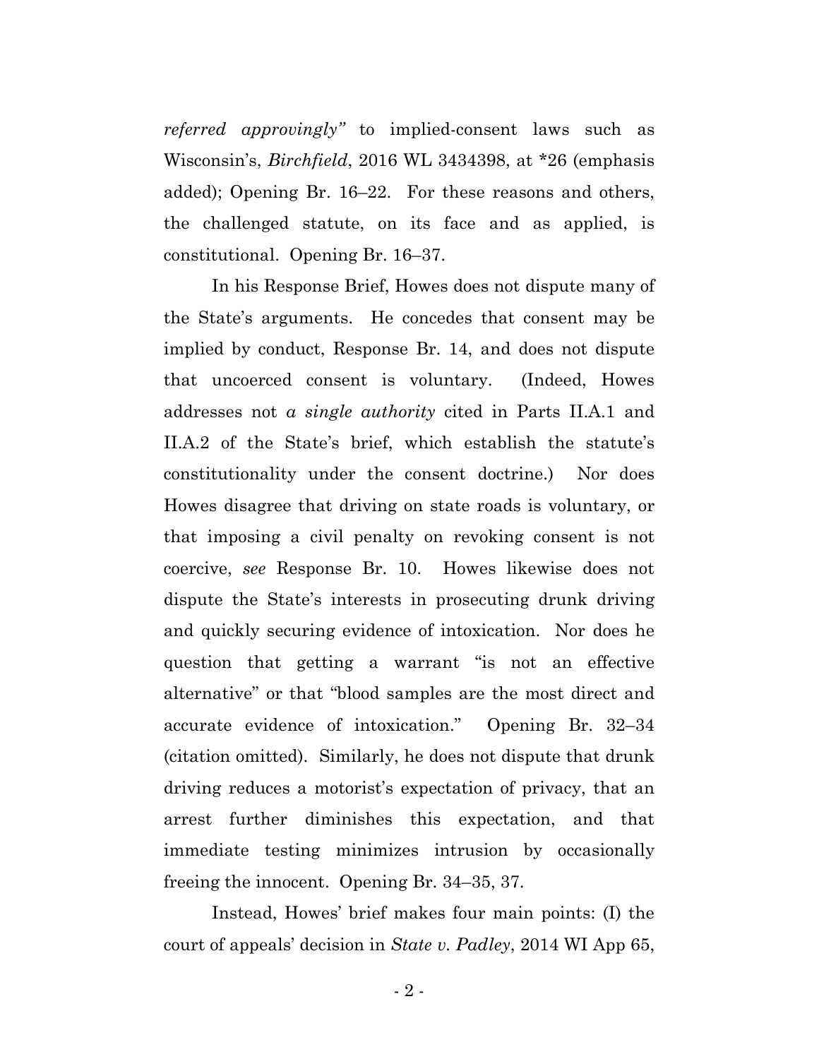*referred approvingly"* to implied-consent laws such as Wisconsin's, *Birchfield*, 2016 WL 3434398, at *26 (emphasis added); Opening Br. 16–22. For these reasons and others, the challenged statute, on its face and as applied, is constitutional. Opening Br. 16–37.

In his Response Brief, Howes does not dispute many of the State's arguments. He concedes that consent may be implied by conduct, Response Br. 14, and does not dispute that uncoerced consent is voluntary. (Indeed, Howes addresses not *a single authority* cited in Parts II.A.1 and II.A.2 of the State's brief, which establish the statute's constitutionality under the consent doctrine.) Nor does Howes disagree that driving on state roads is voluntary, or that imposing a civil penalty on revoking consent is not coercive, *see* Response Br. 10. Howes likewise does not dispute the State's interests in prosecuting drunk driving and quickly securing evidence of intoxication. Nor does he question that getting a warrant "is not an effective alternative" or that "blood samples are the most direct and accurate evidence of intoxication." Opening Br. 32–34 (citation omitted). Similarly, he does not dispute that drunk driving reduces a motorist's expectation of privacy, that an arrest further diminishes this expectation, and that immediate testing minimizes intrusion by occasionally freeing the innocent. Opening Br. 34–35, 37.

Instead, Howes' brief makes four main points: (I) the court of appeals' decision in *State v. Padley*, 2014 WI App 65,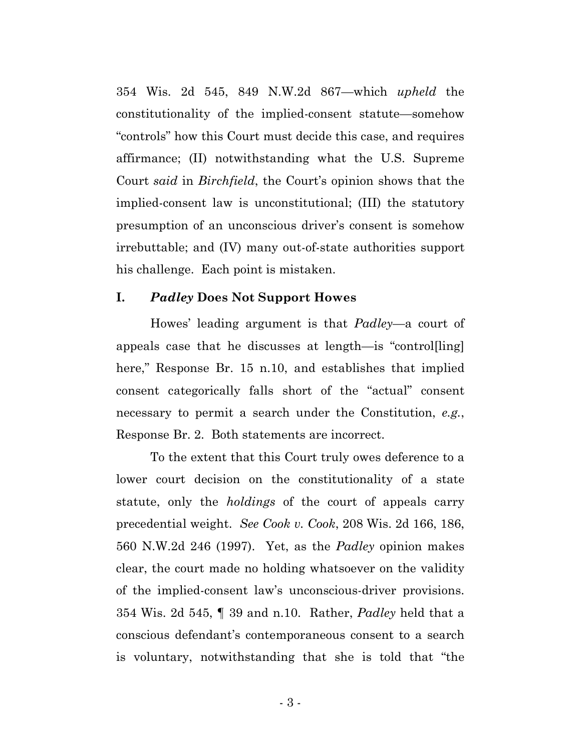354 Wis. 2d 545, 849 N.W.2d 867—which *upheld* the constitutionality of the implied-consent statute—somehow "controls" how this Court must decide this case, and requires affirmance; (II) notwithstanding what the U.S. Supreme Court *said* in *Birchfield*, the Court's opinion shows that the implied-consent law is unconstitutional; (III) the statutory presumption of an unconscious driver's consent is somehow irrebuttable; and (IV) many out-of-state authorities support his challenge. Each point is mistaken.

## I. *Padley* Does Not Support Howes

Howes' leading argument is that *Padley*—a court of appeals case that he discusses at length—is "control[ling] here," Response Br. 15 n.10, and establishes that implied consent categorically falls short of the "actual" consent necessary to permit a search under the Constitution, *e.g.*, Response Br. 2. Both statements are incorrect.

To the extent that this Court truly owes deference to a lower court decision on the constitutionality of a state statute, only the *holdings* of the court of appeals carry precedential weight. *See Cook v. Cook*, 208 Wis. 2d 166, 186, 560 N.W.2d 246 (1997). Yet, as the *Padley* opinion makes clear, the court made no holding whatsoever on the validity of the implied-consent law's unconscious-driver provisions. 354 Wis. 2d 545, ¶ 39 and n.10. Rather, *Padley* held that a conscious defendant's contemporaneous consent to a search is voluntary, notwithstanding that she is told that "the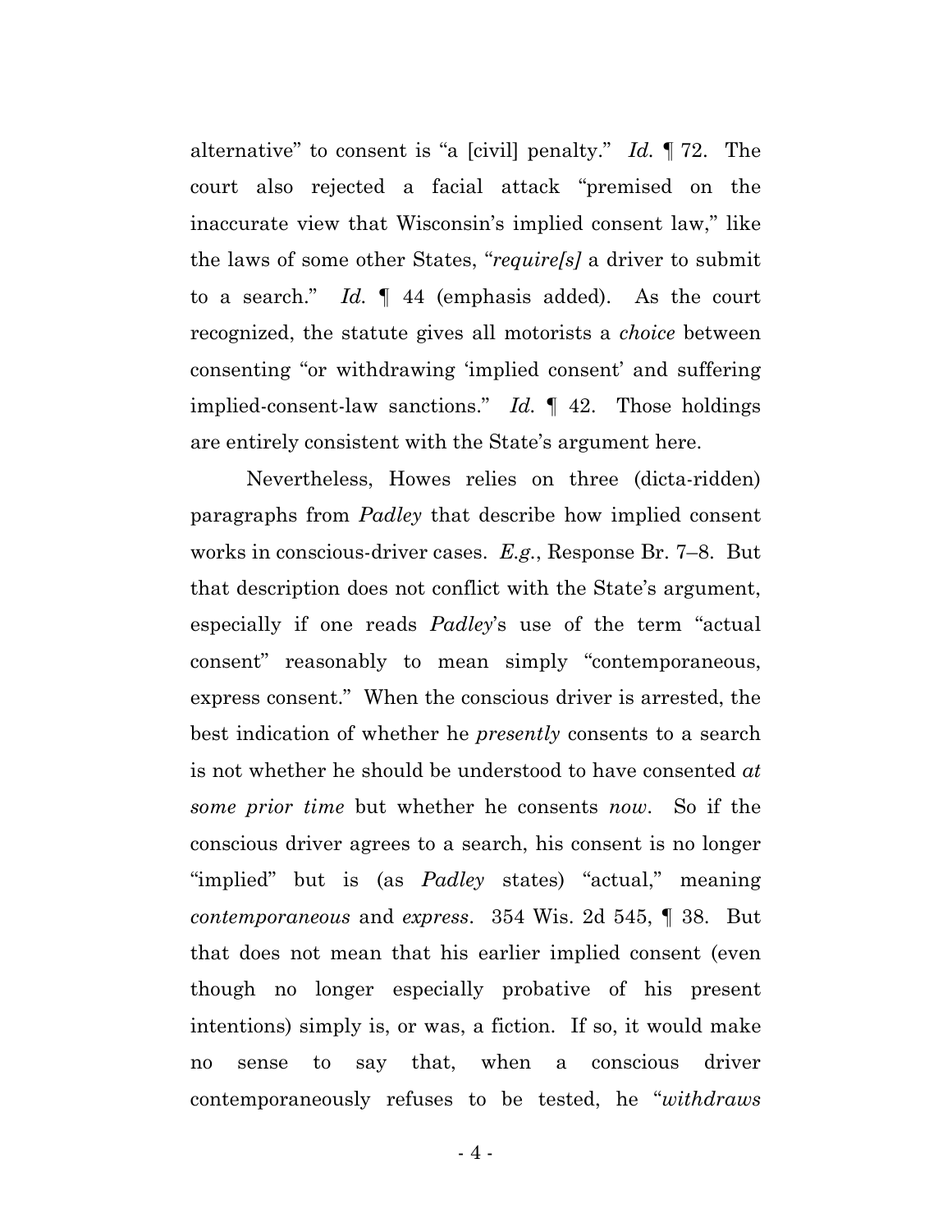alternative" to consent is "a [civil] penalty." *Id.* ¶ 72. The court also rejected a facial attack "premised on the inaccurate view that Wisconsin's implied consent law," like the laws of some other States, "*require[s]* a driver to submit to a search." *Id.* ¶ 44 (emphasis added). As the court recognized, the statute gives all motorists a *choice* between consenting "or withdrawing 'implied consent' and suffering implied-consent-law sanctions." *Id.* ¶ 42. Those holdings are entirely consistent with the State's argument here.

Nevertheless, Howes relies on three (dicta-ridden) paragraphs from *Padley* that describe how implied consent works in conscious-driver cases. *E.g.*, Response Br. 7–8. But that description does not conflict with the State's argument, especially if one reads *Padley*'s use of the term "actual consent" reasonably to mean simply "contemporaneous, express consent." When the conscious driver is arrested, the best indication of whether he *presently* consents to a search is not whether he should be understood to have consented *at some prior time* but whether he consents *now*. So if the conscious driver agrees to a search, his consent is no longer "implied" but is (as *Padley* states) "actual," meaning *contemporaneous* and *express*. 354 Wis. 2d 545, ¶ 38. But that does not mean that his earlier implied consent (even though no longer especially probative of his present intentions) simply is, or was, a fiction. If so, it would make no sense to say that, when a conscious driver contemporaneously refuses to be tested, he "*withdraws*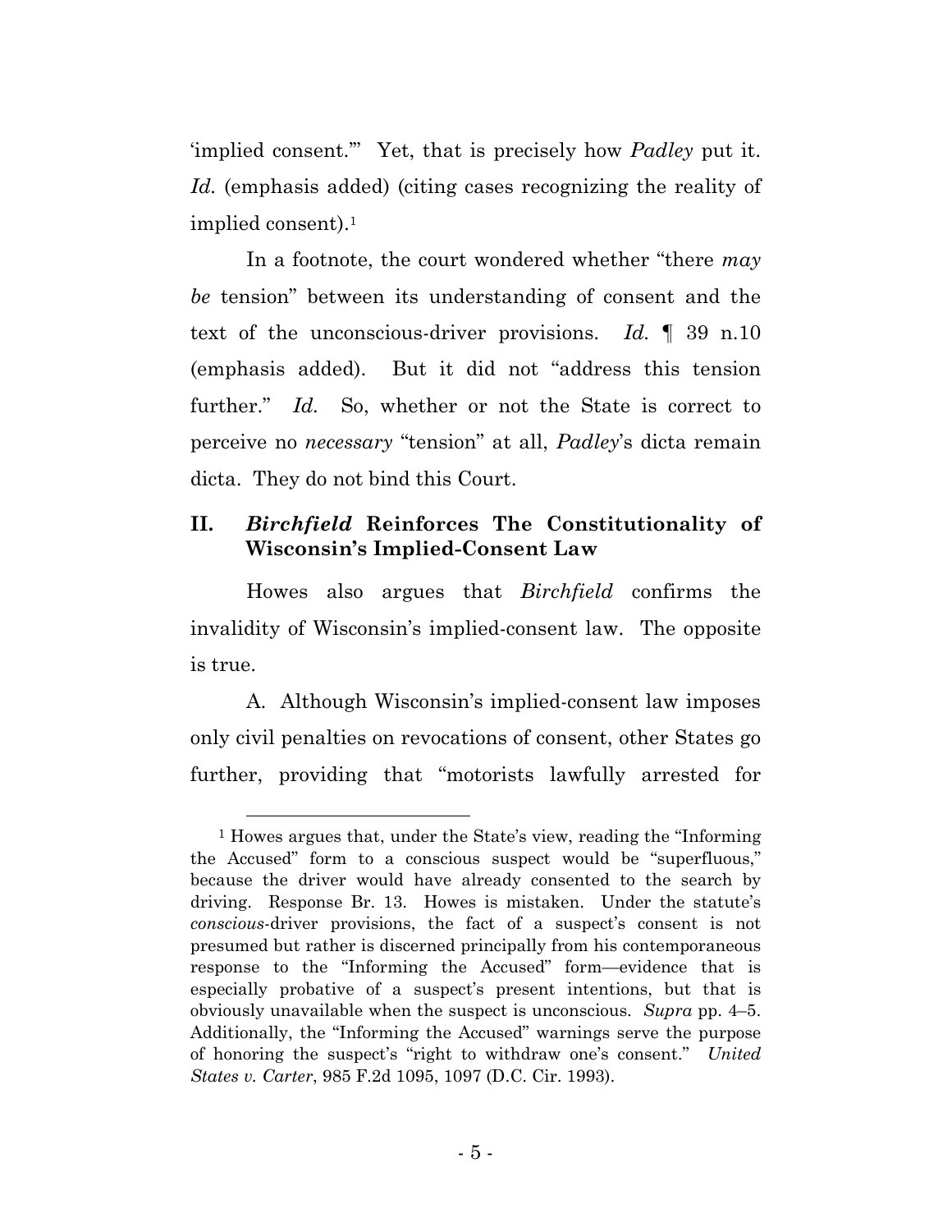'implied consent.'" Yet, that is precisely how *Padley* put it. *Id.* (emphasis added) (citing cases recognizing the reality of implied consent).[1]

In a footnote, the court wondered whether "there *may be* tension" between its understanding of consent and the text of the unconscious-driver provisions. *Id.* ¶ 39 n.10 (emphasis added). But it did not "address this tension further." *Id.* So, whether or not the State is correct to perceive no *necessary* "tension" at all, *Padley*'s dicta remain dicta. They do not bind this Court.

## II. *Birchfield* Reinforces The Constitutionality of Wisconsin's Implied-Consent Law

Howes also argues that *Birchfield* confirms the invalidity of Wisconsin's implied-consent law. The opposite is true.

A. Although Wisconsin's implied-consent law imposes only civil penalties on revocations of consent, other States go further, providing that "motorists lawfully arrested for

---

[1] Howes argues that, under the State's view, reading the "Informing the Accused" form to a conscious suspect would be "superfluous," because the driver would have already consented to the search by driving. Response Br. 13. Howes is mistaken. Under the statute's *conscious*-driver provisions, the fact of a suspect's consent is not presumed but rather is discerned principally from his contemporaneous response to the "Informing the Accused" form—evidence that is especially probative of a suspect's present intentions, but that is obviously unavailable when the suspect is unconscious. *Supra* pp. 4–5. Additionally, the "Informing the Accused" warnings serve the purpose of honoring the suspect's "right to withdraw one's consent." *United States v. Carter*, 985 F.2d 1095, 1097 (D.C. Cir. 1993).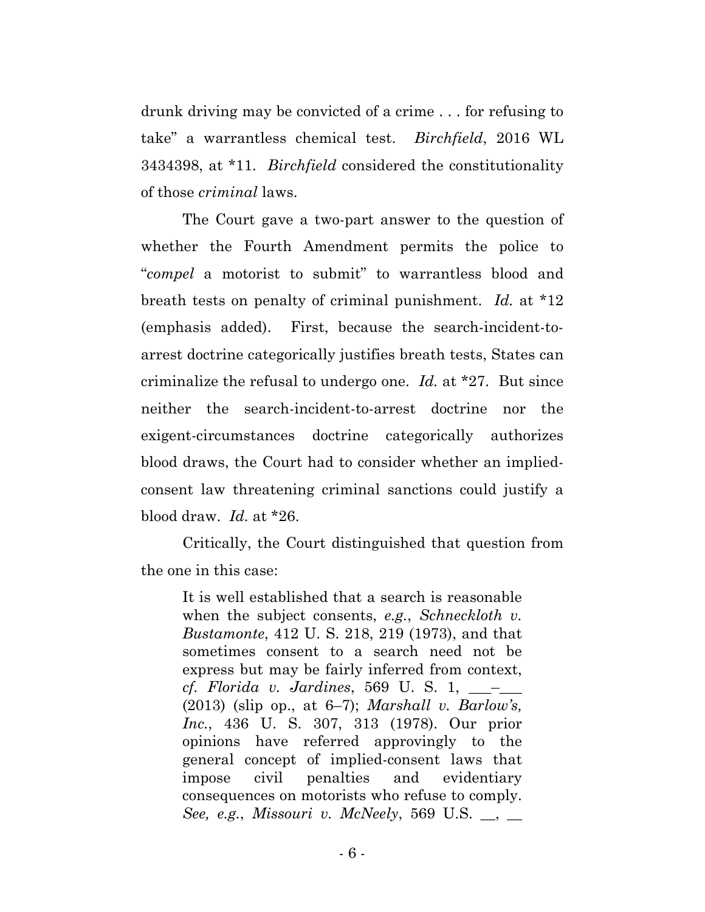drunk driving may be convicted of a crime . . . for refusing to take" a warrantless chemical test. *Birchfield*, 2016 WL 3434398, at *11. *Birchfield* considered the constitutionality of those *criminal* laws.

The Court gave a two-part answer to the question of whether the Fourth Amendment permits the police to "*compel* a motorist to submit" to warrantless blood and breath tests on penalty of criminal punishment. *Id.* at *12 (emphasis added). First, because the search-incident-to-arrest doctrine categorically justifies breath tests, States can criminalize the refusal to undergo one. *Id.* at *27. But since neither the search-incident-to-arrest doctrine nor the exigent-circumstances doctrine categorically authorizes blood draws, the Court had to consider whether an implied-consent law threatening criminal sanctions could justify a blood draw. *Id.* at *26.

Critically, the Court distinguished that question from the one in this case:

> It is well established that a search is reasonable when the subject consents, *e.g.*, *Schneckloth v. Bustamonte*, 412 U. S. 218, 219 (1973), and that sometimes consent to a search need not be express but may be fairly inferred from context, *cf. Florida v. Jardines*, 569 U. S. 1, ___–___ (2013) (slip op., at 6–7); *Marshall v. Barlow's, Inc.*, 436 U. S. 307, 313 (1978). Our prior opinions have referred approvingly to the general concept of implied-consent laws that impose civil penalties and evidentiary consequences on motorists who refuse to comply. *See, e.g.*, *Missouri v. McNeely*, 569 U.S. __, __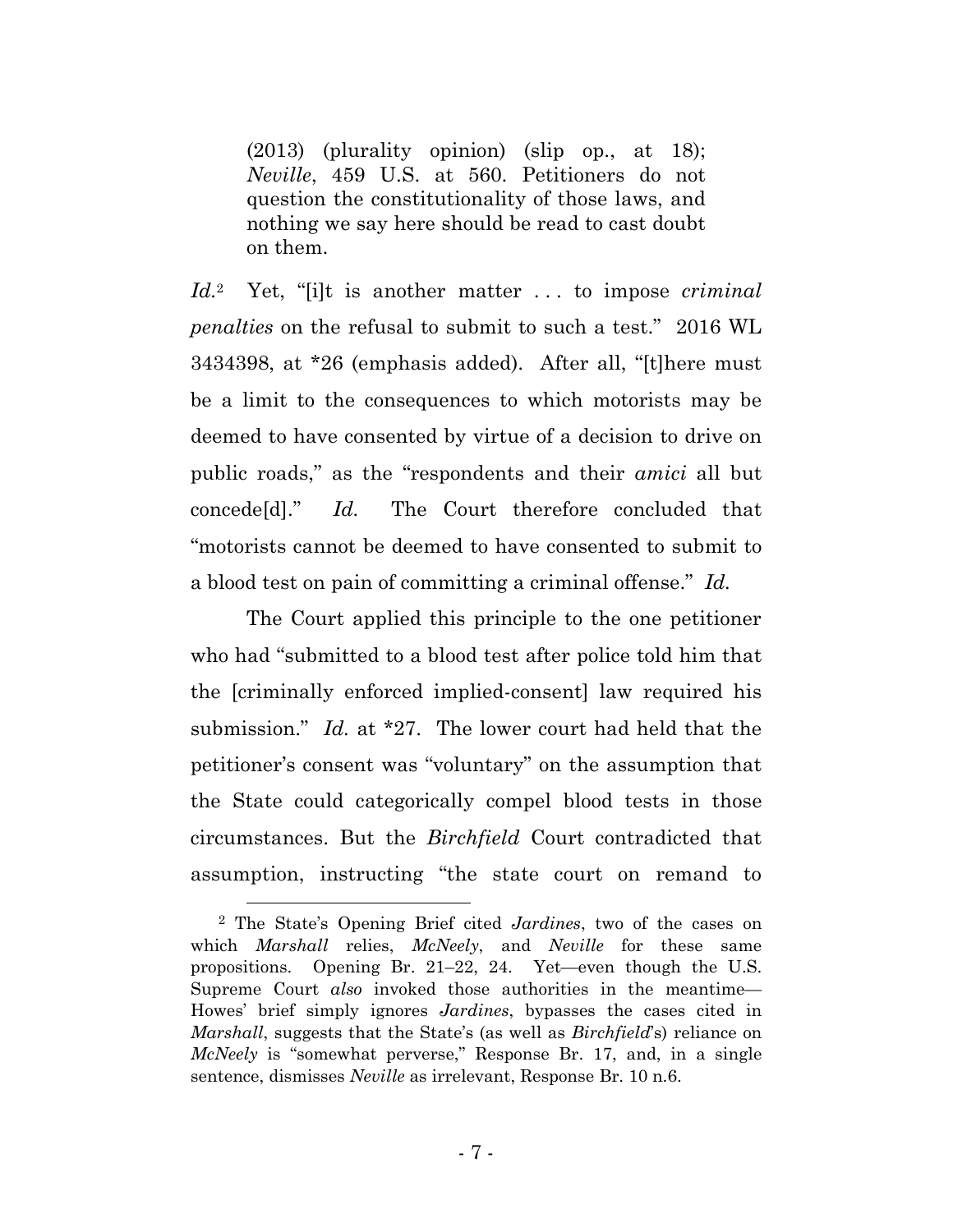> (2013) (plurality opinion) (slip op., at 18); *Neville*, 459 U.S. at 560. Petitioners do not question the constitutionality of those laws, and nothing we say here should be read to cast doubt on them.

*Id.*[2] Yet, "[i]t is another matter . . . to impose *criminal penalties* on the refusal to submit to such a test." 2016 WL 3434398, at *26 (emphasis added). After all, "[t]here must be a limit to the consequences to which motorists may be deemed to have consented by virtue of a decision to drive on public roads," as the "respondents and their *amici* all but concede[d]." *Id.* The Court therefore concluded that "motorists cannot be deemed to have consented to submit to a blood test on pain of committing a criminal offense." *Id.*

The Court applied this principle to the one petitioner who had "submitted to a blood test after police told him that the [criminally enforced implied-consent] law required his submission." *Id.* at *27. The lower court had held that the petitioner's consent was "voluntary" on the assumption that the State could categorically compel blood tests in those circumstances. But the *Birchfield* Court contradicted that assumption, instructing "the state court on remand to

---

[2] The State's Opening Brief cited *Jardines*, two of the cases on which *Marshall* relies, *McNeely*, and *Neville* for these same propositions. Opening Br. 21–22, 24. Yet—even though the U.S. Supreme Court *also* invoked those authorities in the meantime—Howes' brief simply ignores *Jardines*, bypasses the cases cited in *Marshall*, suggests that the State's (as well as *Birchfield*'s) reliance on *McNeely* is "somewhat perverse," Response Br. 17, and, in a single sentence, dismisses *Neville* as irrelevant, Response Br. 10 n.6.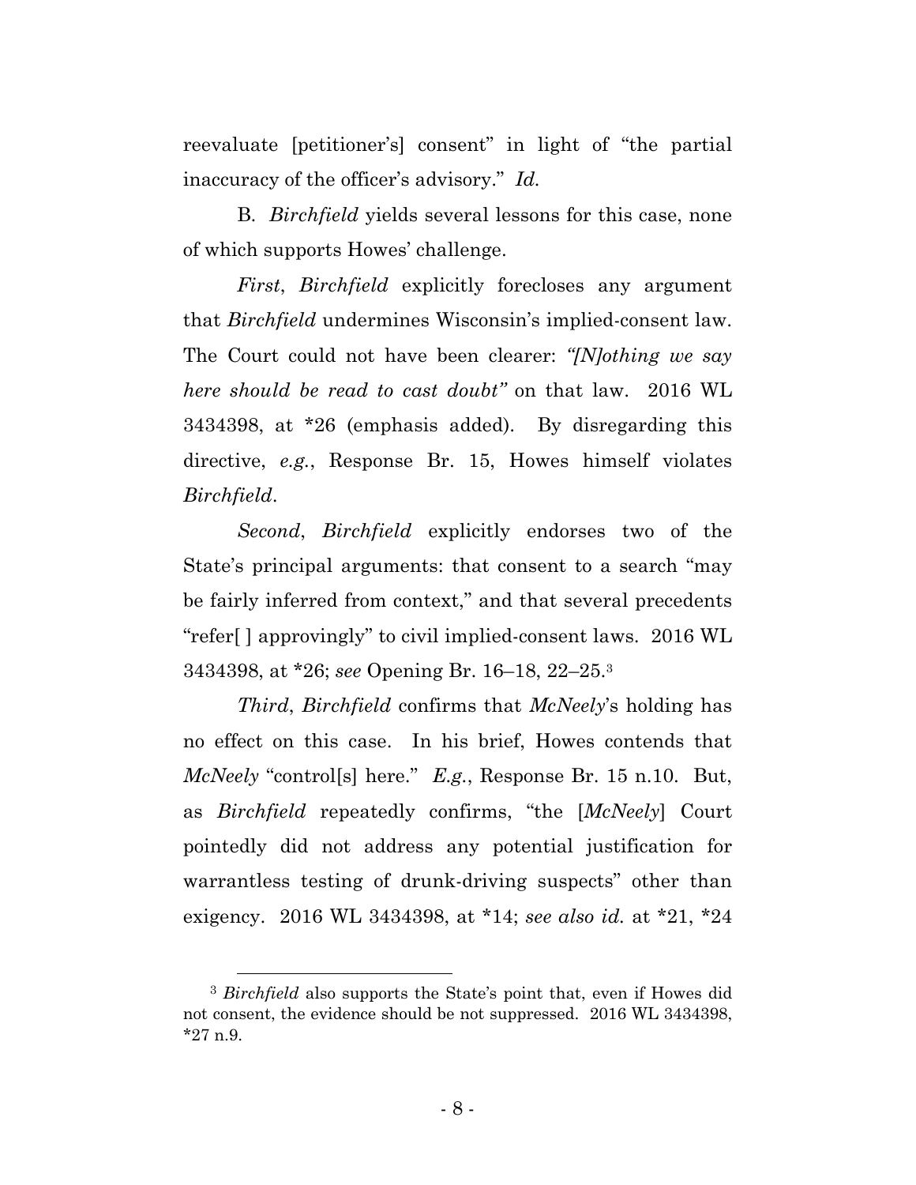reevaluate [petitioner's] consent" in light of "the partial inaccuracy of the officer's advisory." *Id.*

B. *Birchfield* yields several lessons for this case, none of which supports Howes' challenge.

*First*, *Birchfield* explicitly forecloses any argument that *Birchfield* undermines Wisconsin's implied-consent law. The Court could not have been clearer: *"[N]othing we say here should be read to cast doubt"* on that law. 2016 WL 3434398, at *26 (emphasis added). By disregarding this directive, *e.g.*, Response Br. 15, Howes himself violates *Birchfield*.

*Second*, *Birchfield* explicitly endorses two of the State's principal arguments: that consent to a search "may be fairly inferred from context," and that several precedents "refer[ ] approvingly" to civil implied-consent laws. 2016 WL 3434398, at *26; *see* Opening Br. 16–18, 22–25.[3]

*Third*, *Birchfield* confirms that *McNeely*'s holding has no effect on this case. In his brief, Howes contends that *McNeely* "control[s] here." *E.g.*, Response Br. 15 n.10. But, as *Birchfield* repeatedly confirms, "the [*McNeely*] Court pointedly did not address any potential justification for warrantless testing of drunk-driving suspects" other than exigency. 2016 WL 3434398, at *14; *see also id.* at *21, *24

---

[3] *Birchfield* also supports the State's point that, even if Howes did not consent, the evidence should be not suppressed. 2016 WL 3434398, *27 n.9.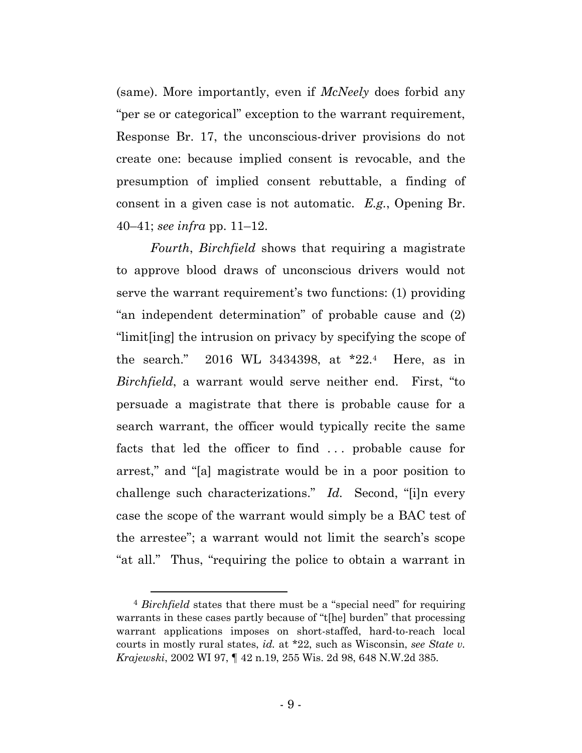(same). More importantly, even if *McNeely* does forbid any "per se or categorical" exception to the warrant requirement, Response Br. 17, the unconscious-driver provisions do not create one: because implied consent is revocable, and the presumption of implied consent rebuttable, a finding of consent in a given case is not automatic. *E.g.*, Opening Br. 40–41; *see infra* pp. 11–12.

*Fourth*, *Birchfield* shows that requiring a magistrate to approve blood draws of unconscious drivers would not serve the warrant requirement's two functions: (1) providing "an independent determination" of probable cause and (2) "limit[ing] the intrusion on privacy by specifying the scope of the search." 2016 WL 3434398, at *22.[4] Here, as in *Birchfield*, a warrant would serve neither end. First, "to persuade a magistrate that there is probable cause for a search warrant, the officer would typically recite the same facts that led the officer to find . . . probable cause for arrest," and "[a] magistrate would be in a poor position to challenge such characterizations." *Id.* Second, "[i]n every case the scope of the warrant would simply be a BAC test of the arrestee"; a warrant would not limit the search's scope "at all." Thus, "requiring the police to obtain a warrant in

[4] *Birchfield* states that there must be a "special need" for requiring warrants in these cases partly because of "t[he] burden" that processing warrant applications imposes on short-staffed, hard-to-reach local courts in mostly rural states, *id.* at *22, such as Wisconsin, *see State v. Krajewski*, 2002 WI 97, ¶ 42 n.19, 255 Wis. 2d 98, 648 N.W.2d 385.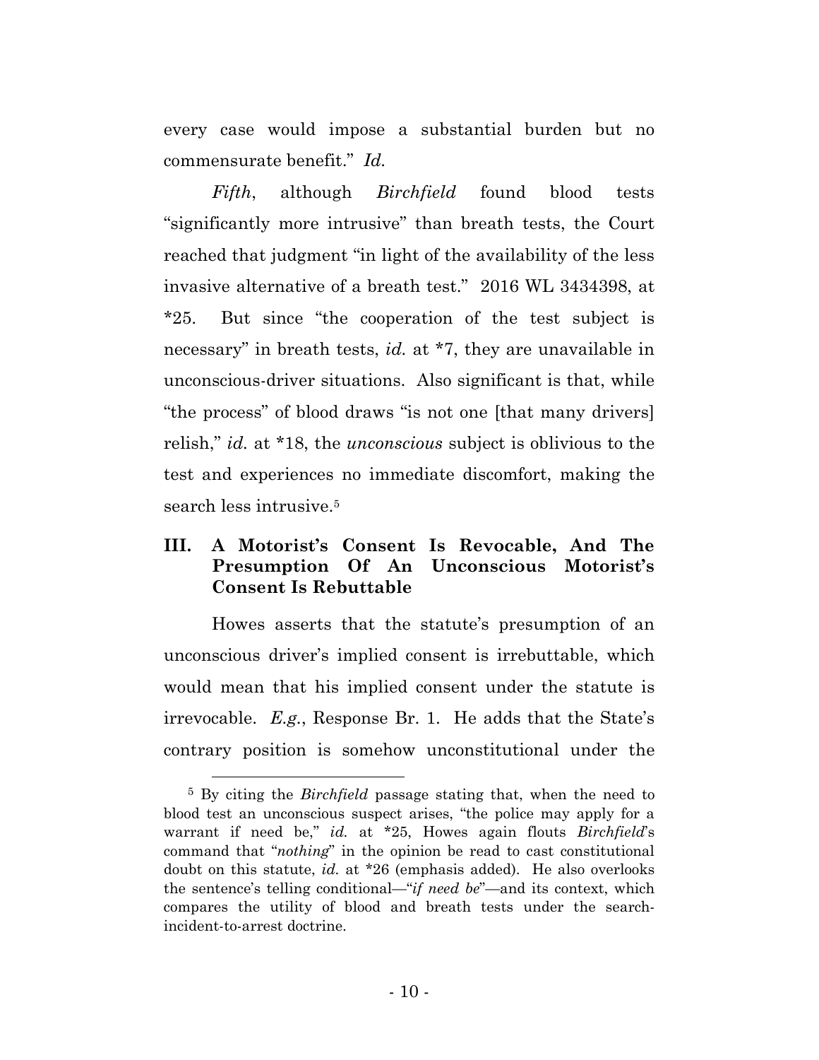every case would impose a substantial burden but no commensurate benefit." *Id.*

*Fifth*, although *Birchfield* found blood tests "significantly more intrusive" than breath tests, the Court reached that judgment "in light of the availability of the less invasive alternative of a breath test." 2016 WL 3434398, at *25. But since "the cooperation of the test subject is necessary" in breath tests, *id.* at *7, they are unavailable in unconscious-driver situations. Also significant is that, while "the process" of blood draws "is not one [that many drivers] relish," *id.* at *18, the *unconscious* subject is oblivious to the test and experiences no immediate discomfort, making the search less intrusive.[5]

## III. A Motorist's Consent Is Revocable, And The Presumption Of An Unconscious Motorist's Consent Is Rebuttable

Howes asserts that the statute's presumption of an unconscious driver's implied consent is irrebuttable, which would mean that his implied consent under the statute is irrevocable. *E.g.*, Response Br. 1. He adds that the State's contrary position is somehow unconstitutional under the

---

[5] By citing the *Birchfield* passage stating that, when the need to blood test an unconscious suspect arises, "the police may apply for a warrant if need be," *id.* at *25, Howes again flouts *Birchfield*'s command that "*nothing*" in the opinion be read to cast constitutional doubt on this statute, *id.* at *26 (emphasis added). He also overlooks the sentence's telling conditional—"*if need be*"—and its context, which compares the utility of blood and breath tests under the search-incident-to-arrest doctrine.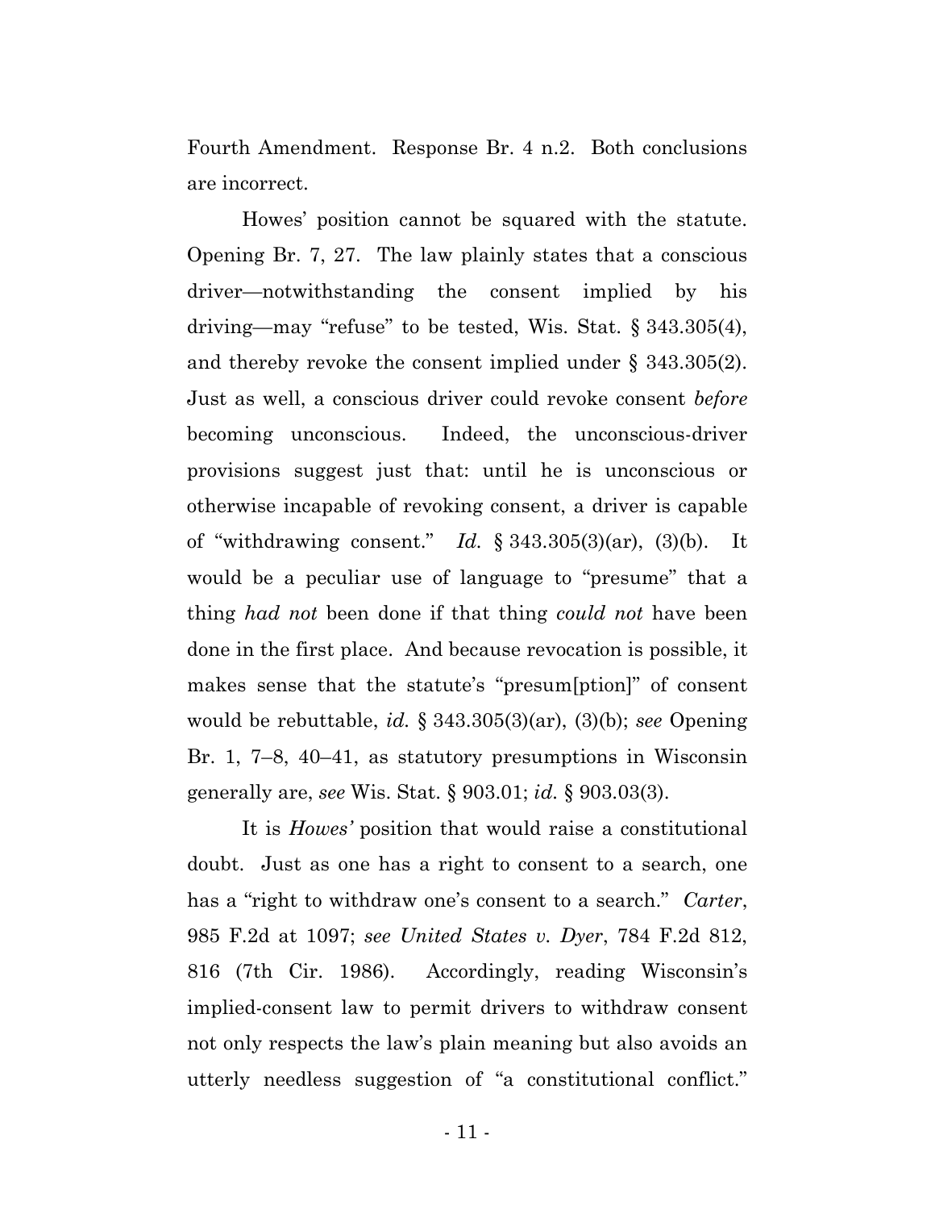Fourth Amendment. Response Br. 4 n.2. Both conclusions are incorrect.

Howes' position cannot be squared with the statute. Opening Br. 7, 27. The law plainly states that a conscious driver—notwithstanding the consent implied by his driving—may "refuse" to be tested, Wis. Stat. § 343.305(4), and thereby revoke the consent implied under § 343.305(2). Just as well, a conscious driver could revoke consent *before* becoming unconscious. Indeed, the unconscious-driver provisions suggest just that: until he is unconscious or otherwise incapable of revoking consent, a driver is capable of "withdrawing consent." *Id.* § 343.305(3)(ar), (3)(b). It would be a peculiar use of language to "presume" that a thing *had not* been done if that thing *could not* have been done in the first place. And because revocation is possible, it makes sense that the statute's "presum[ption]" of consent would be rebuttable, *id.* § 343.305(3)(ar), (3)(b); *see* Opening Br. 1, 7–8, 40–41, as statutory presumptions in Wisconsin generally are, *see* Wis. Stat. § 903.01; *id.* § 903.03(3).

It is *Howes'* position that would raise a constitutional doubt. Just as one has a right to consent to a search, one has a "right to withdraw one's consent to a search." *Carter*, 985 F.2d at 1097; *see United States v. Dyer*, 784 F.2d 812, 816 (7th Cir. 1986). Accordingly, reading Wisconsin's implied-consent law to permit drivers to withdraw consent not only respects the law's plain meaning but also avoids an utterly needless suggestion of "a constitutional conflict."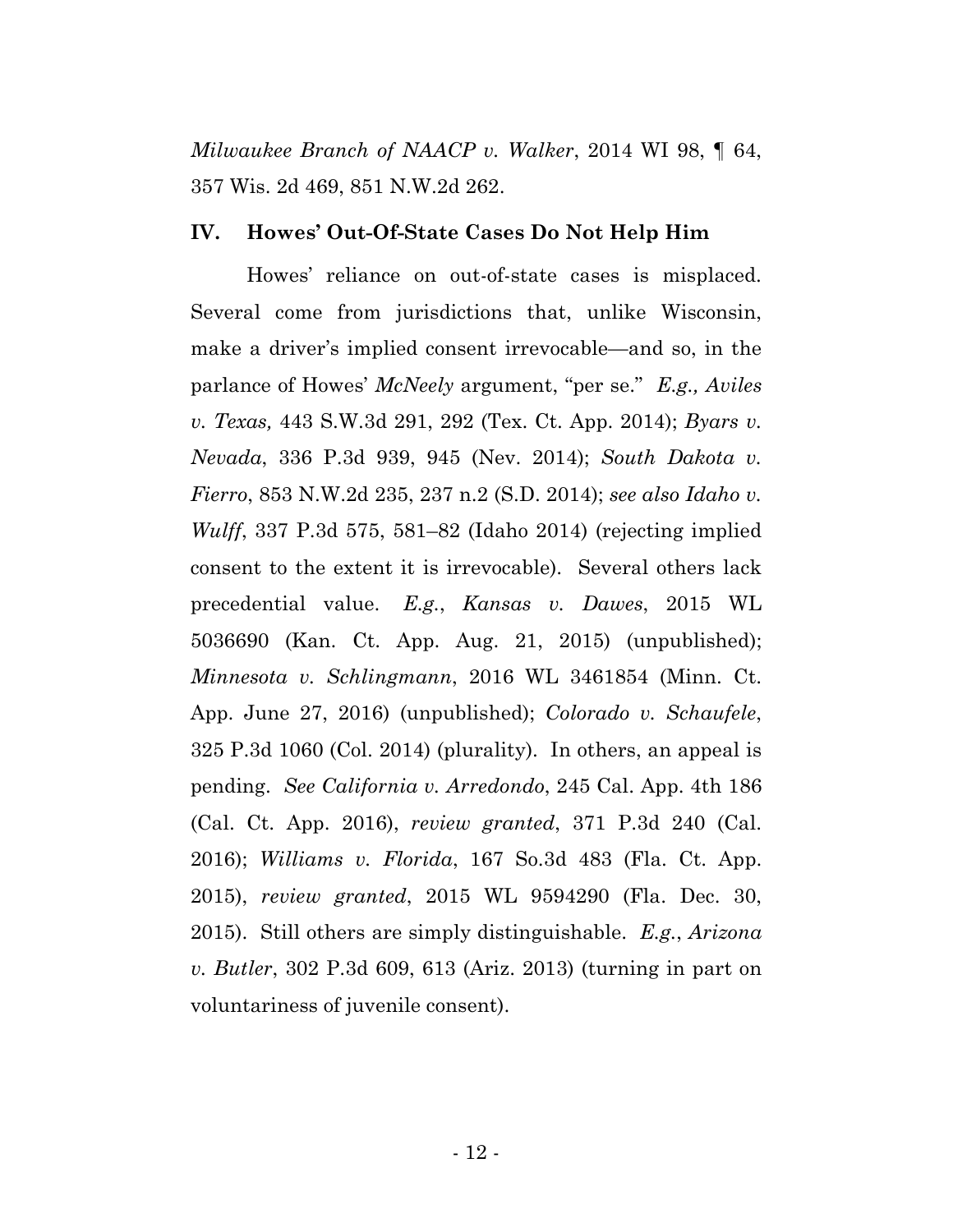*Milwaukee Branch of NAACP v. Walker*, 2014 WI 98, ¶ 64, 357 Wis. 2d 469, 851 N.W.2d 262.

## IV. Howes' Out-Of-State Cases Do Not Help Him

Howes' reliance on out-of-state cases is misplaced. Several come from jurisdictions that, unlike Wisconsin, make a driver's implied consent irrevocable—and so, in the parlance of Howes' *McNeely* argument, "per se." *E.g., Aviles v. Texas,* 443 S.W.3d 291, 292 (Tex. Ct. App. 2014); *Byars v. Nevada*, 336 P.3d 939, 945 (Nev. 2014); *South Dakota v. Fierro*, 853 N.W.2d 235, 237 n.2 (S.D. 2014); *see also Idaho v. Wulff*, 337 P.3d 575, 581–82 (Idaho 2014) (rejecting implied consent to the extent it is irrevocable). Several others lack precedential value. *E.g.*, *Kansas v. Dawes*, 2015 WL 5036690 (Kan. Ct. App. Aug. 21, 2015) (unpublished); *Minnesota v. Schlingmann*, 2016 WL 3461854 (Minn. Ct. App. June 27, 2016) (unpublished); *Colorado v. Schaufele*, 325 P.3d 1060 (Col. 2014) (plurality). In others, an appeal is pending. *See California v. Arredondo*, 245 Cal. App. 4th 186 (Cal. Ct. App. 2016), *review granted*, 371 P.3d 240 (Cal. 2016); *Williams v. Florida*, 167 So.3d 483 (Fla. Ct. App. 2015), *review granted*, 2015 WL 9594290 (Fla. Dec. 30, 2015). Still others are simply distinguishable. *E.g.*, *Arizona v. Butler*, 302 P.3d 609, 613 (Ariz. 2013) (turning in part on voluntariness of juvenile consent).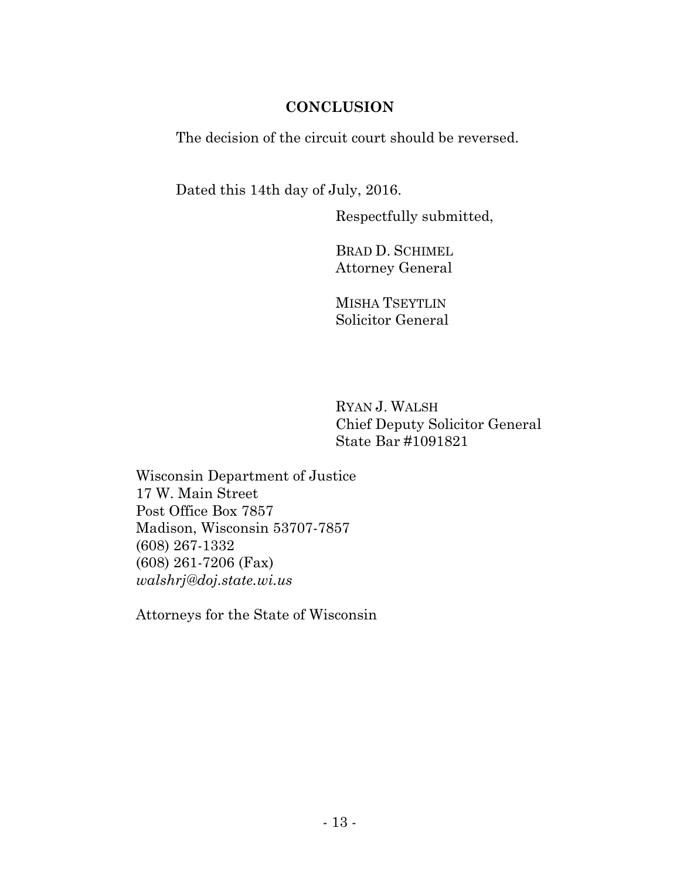## CONCLUSION

The decision of the circuit court should be reversed.

Dated this 14th day of July, 2016.

Respectfully submitted,

BRAD D. SCHIMEL
Attorney General

MISHA TSEYTLIN
Solicitor General

RYAN J. WALSH
Chief Deputy Solicitor General
State Bar #1091821

Wisconsin Department of Justice
17 W. Main Street
Post Office Box 7857
Madison, Wisconsin 53707-7857
(608) 267-1332
(608) 261-7206 (Fax)
*walshrj@doj.state.wi.us*

Attorneys for the State of Wisconsin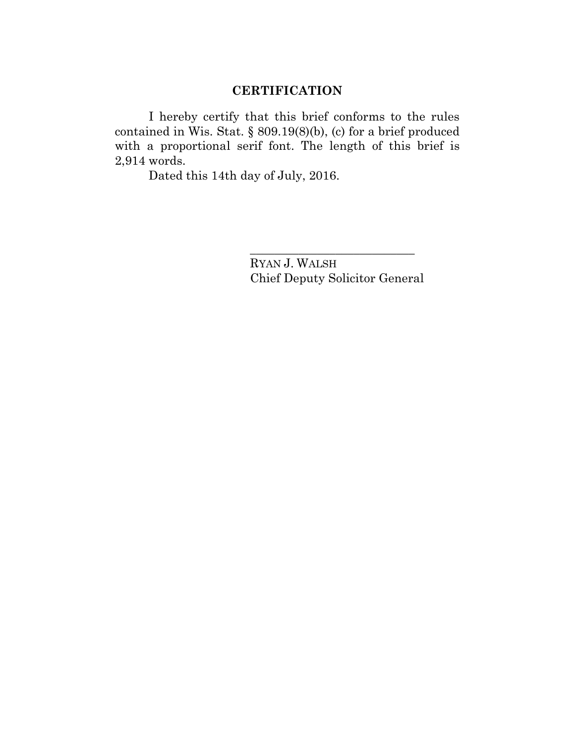## CERTIFICATION

I hereby certify that this brief conforms to the rules contained in Wis. Stat. § 809.19(8)(b), (c) for a brief produced with a proportional serif font. The length of this brief is 2,914 words.

Dated this 14th day of July, 2016.

\_\_\_\_\_\_\_\_\_\_\_\_\_\_\_\_\_\_\_\_\_\_\_\_\_\_\_\_

RYAN J. WALSH
Chief Deputy Solicitor General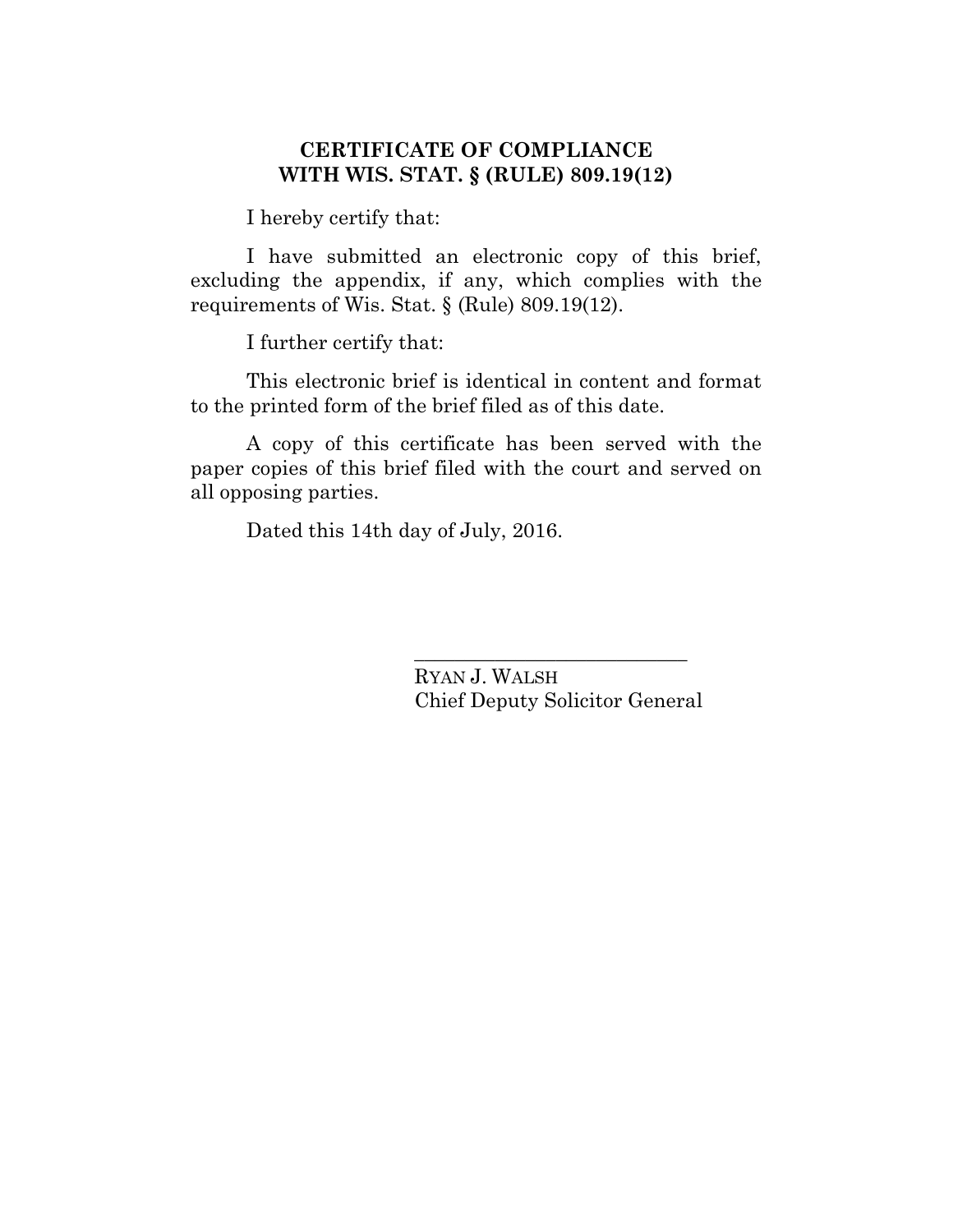**CERTIFICATE OF COMPLIANCE**
**WITH WIS. STAT. § (RULE) 809.19(12)**

I hereby certify that:

I have submitted an electronic copy of this brief, excluding the appendix, if any, which complies with the requirements of Wis. Stat. § (Rule) 809.19(12).

I further certify that:

This electronic brief is identical in content and format to the printed form of the brief filed as of this date.

A copy of this certificate has been served with the paper copies of this brief filed with the court and served on all opposing parties.

Dated this 14th day of July, 2016.

\_\_\_\_\_\_\_\_\_\_\_\_\_\_\_\_\_\_\_\_\_\_\_\_\_\_\_\_\_\_

RYAN J. WALSH
Chief Deputy Solicitor General